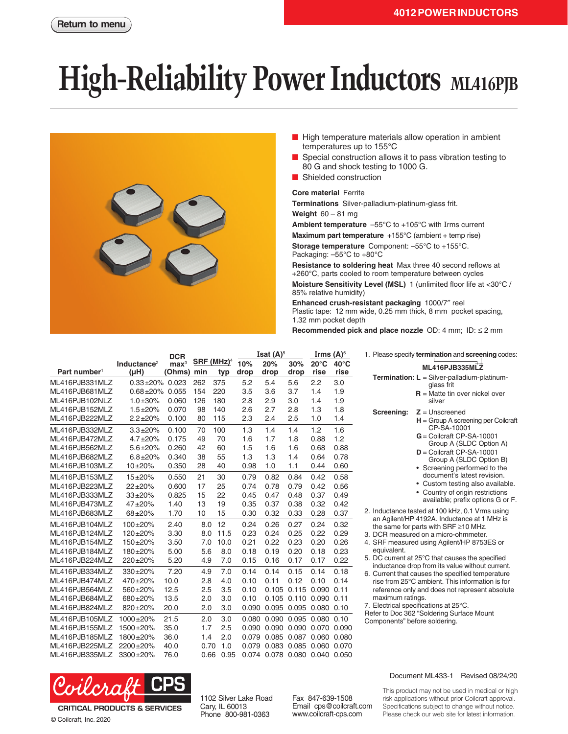4012 POWER INDUCTORS

Return to menu

# High-Reliability Power Inductors ML416PJB

- High temperature materials allow operation in ambient temperatures up to 155°C
- Special construction allows it to pass vibration testing to 80 G and shock testing to 1000 G.
- Shielded construction

**Core material** Ferrite

**Terminations** Silver-palladium-platinum-glass frit.

**Weight** 60 – 81 mg

**Ambient temperature** –55°C to +105°C with Irms current

**Maximum part temperature** +155°C (ambient + temp rise)

**Storage temperature** Component: –55°C to +155°C. Packaging: –55°C to +80°C

**Resistance to soldering heat** Max three 40 second reflows at +260°C, parts cooled to room temperature between cycles

**Moisture Sensitivity Level (MSL)** 1 (unlimited floor life at <30°C / 85% relative humidity)

**Enhanced crush-resistant packaging** 1000/7″ reel
Plastic tape: 12 mm wide, 0.25 mm thick, 8 mm pocket spacing, 1.32 mm pocket depth

**Recommended pick and place nozzle** OD: 4 mm; ID: ≤ 2 mm

| Part number[1] | Inductance[2] (µH) | DCR max[3] (Ohms) | SRF (MHz)[4] min | SRF (MHz)[4] typ | Isat (A)[5] 10% drop | Isat (A)[5] 20% drop | Isat (A)[5] 30% drop | Irms (A)[6] 20°C rise | Irms (A)[6] 40°C rise |
|---|---|---|---|---|---|---|---|---|---|
| ML416PJB331MLZ | 0.33±20% | 0.023 | 262 | 375 | 5.2 | 5.4 | 5.6 | 2.2 | 3.0 |
| ML416PJB681MLZ | 0.68±20% | 0.055 | 154 | 220 | 3.5 | 3.6 | 3.7 | 1.4 | 1.9 |
| ML416PJB102NLZ | 1.0±30% | 0.060 | 126 | 180 | 2.8 | 2.9 | 3.0 | 1.4 | 1.9 |
| ML416PJB152MLZ | 1.5±20% | 0.070 | 98 | 140 | 2.6 | 2.7 | 2.8 | 1.3 | 1.8 |
| ML416PJB222MLZ | 2.2±20% | 0.100 | 80 | 115 | 2.3 | 2.4 | 2.5 | 1.0 | 1.4 |
| ML416PJB332MLZ | 3.3±20% | 0.100 | 70 | 100 | 1.3 | 1.4 | 1.4 | 1.2 | 1.6 |
| ML416PJB472MLZ | 4.7±20% | 0.175 | 49 | 70 | 1.6 | 1.7 | 1.8 | 0.88 | 1.2 |
| ML416PJB562MLZ | 5.6±20% | 0.260 | 42 | 60 | 1.5 | 1.6 | 1.6 | 0.68 | 0.88 |
| ML416PJB682MLZ | 6.8±20% | 0.340 | 38 | 55 | 1.3 | 1.3 | 1.4 | 0.64 | 0.78 |
| ML416PJB103MLZ | 10±20% | 0.350 | 28 | 40 | 0.98 | 1.0 | 1.1 | 0.44 | 0.60 |
| ML416PJB153MLZ | 15±20% | 0.550 | 21 | 30 | 0.79 | 0.82 | 0.84 | 0.42 | 0.58 |
| ML416PJB223MLZ | 22±20% | 0.600 | 17 | 25 | 0.74 | 0.78 | 0.79 | 0.42 | 0.56 |
| ML416PJB333MLZ | 33±20% | 0.825 | 15 | 22 | 0.45 | 0.47 | 0.48 | 0.37 | 0.49 |
| ML416PJB473MLZ | 47±20% | 1.40 | 13 | 19 | 0.35 | 0.37 | 0.38 | 0.32 | 0.42 |
| ML416PJB683MLZ | 68±20% | 1.70 | 10 | 15 | 0.30 | 0.32 | 0.33 | 0.28 | 0.37 |
| ML416PJB104MLZ | 100±20% | 2.40 | 8.0 | 12 | 0.24 | 0.26 | 0.27 | 0.24 | 0.32 |
| ML416PJB124MLZ | 120±20% | 3.30 | 8.0 | 11.5 | 0.23 | 0.24 | 0.25 | 0.22 | 0.29 |
| ML416PJB154MLZ | 150±20% | 3.50 | 7.0 | 10.0 | 0.21 | 0.22 | 0.23 | 0.20 | 0.26 |
| ML416PJB184MLZ | 180±20% | 5.00 | 5.6 | 8.0 | 0.18 | 0.19 | 0.20 | 0.18 | 0.23 |
| ML416PJB224MLZ | 220±20% | 5.20 | 4.9 | 7.0 | 0.15 | 0.16 | 0.17 | 0.17 | 0.22 |
| ML416PJB334MLZ | 330±20% | 7.20 | 4.9 | 7.0 | 0.14 | 0.14 | 0.15 | 0.14 | 0.18 |
| ML416PJB474MLZ | 470±20% | 10.0 | 2.8 | 4.0 | 0.10 | 0.11 | 0.12 | 0.10 | 0.14 |
| ML416PJB564MLZ | 560±20% | 12.5 | 2.5 | 3.5 | 0.10 | 0.105 | 0.115 | 0.090 | 0.11 |
| ML416PJB684MLZ | 680±20% | 13.5 | 2.0 | 3.0 | 0.10 | 0.105 | 0.110 | 0.090 | 0.11 |
| ML416PJB824MLZ | 820±20% | 20.0 | 2.0 | 3.0 | 0.090 | 0.095 | 0.095 | 0.080 | 0.10 |
| ML416PJB105MLZ | 1000±20% | 21.5 | 2.0 | 3.0 | 0.080 | 0.090 | 0.095 | 0.080 | 0.10 |
| ML416PJB155MLZ | 1500±20% | 35.0 | 1.7 | 2.5 | 0.090 | 0.090 | 0.090 | 0.070 | 0.090 |
| ML416PJB185MLZ | 1800±20% | 36.0 | 1.4 | 2.0 | 0.079 | 0.085 | 0.087 | 0.060 | 0.080 |
| ML416PJB225MLZ | 2200±20% | 40.0 | 0.70 | 1.0 | 0.079 | 0.083 | 0.085 | 0.060 | 0.070 |
| ML416PJB335MLZ | 3300±20% | 76.0 | 0.66 | 0.95 | 0.074 | 0.078 | 0.080 | 0.040 | 0.050 |

1. Please specify **termination** and **screening** codes:

   **ML416PJB335MLZ**

   **Termination:** **L** = Silver-palladium-platinum-glass frit
   **R** = Matte tin over nickel over silver

   **Screening:** **Z** = Unscreened
   **H** = Group A screening per Coilcraft CP-SA-10001
   **G** = Coilcraft CP-SA-10001 Group A (SLDC Option A)
   **D** = Coilcraft CP-SA-10001 Group A (SLDC Option B)
   - Screening performed to the document's latest revision.
   - Custom testing also available.
   - Country of origin restrictions available; prefix options G or F.
2. Inductance tested at 100 kHz, 0.1 Vrms using an Agilent/HP 4192A. Inductance at 1 MHz is the same for parts with SRF ≥10 MHz.
3. DCR measured on a micro-ohmmeter.
4. SRF measured using Agilent/HP 8753ES or equivalent.
5. DC current at 25°C that causes the specified inductance drop from its value without current.
6. Current that causes the specified temperature rise from 25°C ambient. This information is for reference only and does not represent absolute maximum ratings.
7. Electrical specifications at 25°C.

Refer to Doc 362 "Soldering Surface Mount Components" before soldering.

Document ML433-1 Revised 08/24/20

Coilcraft CPS
CRITICAL PRODUCTS & SERVICES
© Coilcraft, Inc. 2020

1102 Silver Lake Road
Cary, IL 60013
Phone 800-981-0363

Fax 847-639-1508
Email cps@coilcraft.com
www.coilcraft-cps.com

This product may not be used in medical or high risk applications without prior Coilcraft approval. Specifications subject to change without notice. Please check our web site for latest information.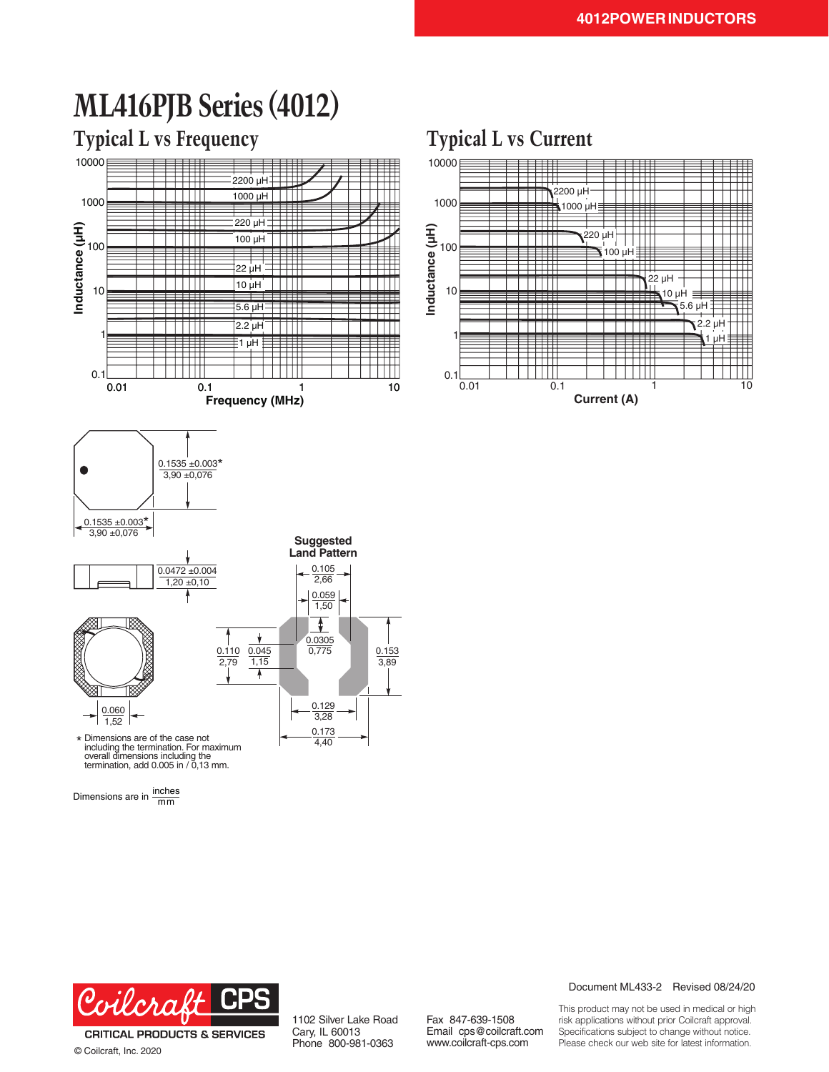# ML416PJB Series (4012)

## Typical L vs Frequency

10000
1000
100
10
1
0.1
Inductance (µH)
0.01
0.1
1
10
Frequency (MHz)
2200 µH
1000 µH
220 µH
100 µH
22 µH
10 µH
5.6 µH
2.2 µH
1 µH

## Typical L vs Current

10000
1000
100
10
1
0.1
Inductance (µH)
0.01
0.1
1
10
Current (A)
2200 µH
1000 µH
220 µH
100 µH
22 µH
10 µH
5.6 µH
2.2 µH
1 µH

0.1535 ±0.003*
3,90 ±0,076

0.1535 ±0.003*
3,90 ±0,076

0.0472 ±0.004
1,20 ±0,10

0.110
2,79

0.045
1,15

0.060
1,52

**Suggested Land Pattern**

0.105
2,66

0.059
1,50

0.0305
0,775

0.153
3,89

0.129
3,28

0.173
4,40

* Dimensions are of the case not including the termination. For maximum overall dimensions including the termination, add 0.005 in / 0,13 mm.

Dimensions are in $\frac{\text{inches}}{\text{mm}}$

Coilcraft CPS
CRITICAL PRODUCTS & SERVICES
© Coilcraft, Inc. 2020

1102 Silver Lake Road
Cary, IL 60013
Phone 800-981-0363

Fax 847-639-1508
Email cps@coilcraft.com
www.coilcraft-cps.com

Document ML433-2 Revised 08/24/20

This product may not be used in medical or high risk applications without prior Coilcraft approval. Specifications subject to change without notice. Please check our web site for latest information.